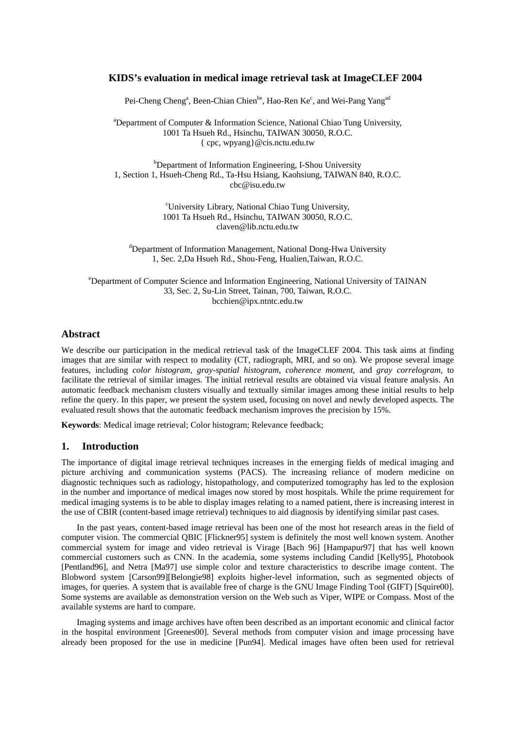# KIDS's evaluation in medical image retrieval task at ImageCLEF 2004

Pei-Cheng Cheng[a], Been-Chian Chien[be], Hao-Ren Ke[c], and Wei-Pang Yang[ad]

[a]Department of Computer & Information Science, National Chiao Tung University,
1001 Ta Hsueh Rd., Hsinchu, TAIWAN 30050, R.O.C.
{ cpc, wpyang}@cis.nctu.edu.tw

[b]Department of Information Engineering, I-Shou University
1, Section 1, Hsueh-Cheng Rd., Ta-Hsu Hsiang, Kaohsiung, TAIWAN 840, R.O.C.
cbc@isu.edu.tw

[c]University Library, National Chiao Tung University,
1001 Ta Hsueh Rd., Hsinchu, TAIWAN 30050, R.O.C.
claven@lib.nctu.edu.tw

[d]Department of Information Management, National Dong-Hwa University
1, Sec. 2,Da Hsueh Rd., Shou-Feng, Hualien,Taiwan, R.O.C.

[e]Department of Computer Science and Information Engineering, National University of TAINAN
33, Sec. 2, Su-Lin Street, Tainan, 700, Taiwan, R.O.C.
bcchien@ipx.ntntc.edu.tw

## Abstract

We describe our participation in the medical retrieval task of the ImageCLEF 2004. This task aims at finding images that are similar with respect to modality (CT, radiograph, MRI, and so on). We propose several image features, including *color histogram*, *gray-spatial histogram*, *coherence moment*, and *gray correlogram*, to facilitate the retrieval of similar images. The initial retrieval results are obtained via visual feature analysis. An automatic feedback mechanism clusters visually and textually similar images among these initial results to help refine the query. In this paper, we present the system used, focusing on novel and newly developed aspects. The evaluated result shows that the automatic feedback mechanism improves the precision by 15%.

**Keywords**: Medical image retrieval; Color histogram; Relevance feedback;

## 1. Introduction

The importance of digital image retrieval techniques increases in the emerging fields of medical imaging and picture archiving and communication systems (PACS). The increasing reliance of modern medicine on diagnostic techniques such as radiology, histopathology, and computerized tomography has led to the explosion in the number and importance of medical images now stored by most hospitals. While the prime requirement for medical imaging systems is to be able to display images relating to a named patient, there is increasing interest in the use of CBIR (content-based image retrieval) techniques to aid diagnosis by identifying similar past cases.

In the past years, content-based image retrieval has been one of the most hot research areas in the field of computer vision. The commercial QBIC [Flickner95] system is definitely the most well known system. Another commercial system for image and video retrieval is Virage [Bach 96] [Hampapur97] that has well known commercial customers such as CNN. In the academia, some systems including Candid [Kelly95], Photobook [Pentland96], and Netra [Ma97] use simple color and texture characteristics to describe image content. The Blobword system [Carson99][Belongie98] exploits higher-level information, such as segmented objects of images, for queries. A system that is available free of charge is the GNU Image Finding Tool (GIFT) [Squire00]. Some systems are available as demonstration version on the Web such as Viper, WIPE or Compass. Most of the available systems are hard to compare.

Imaging systems and image archives have often been described as an important economic and clinical factor in the hospital environment [Greenes00]. Several methods from computer vision and image processing have already been proposed for the use in medicine [Pun94]. Medical images have often been used for retrieval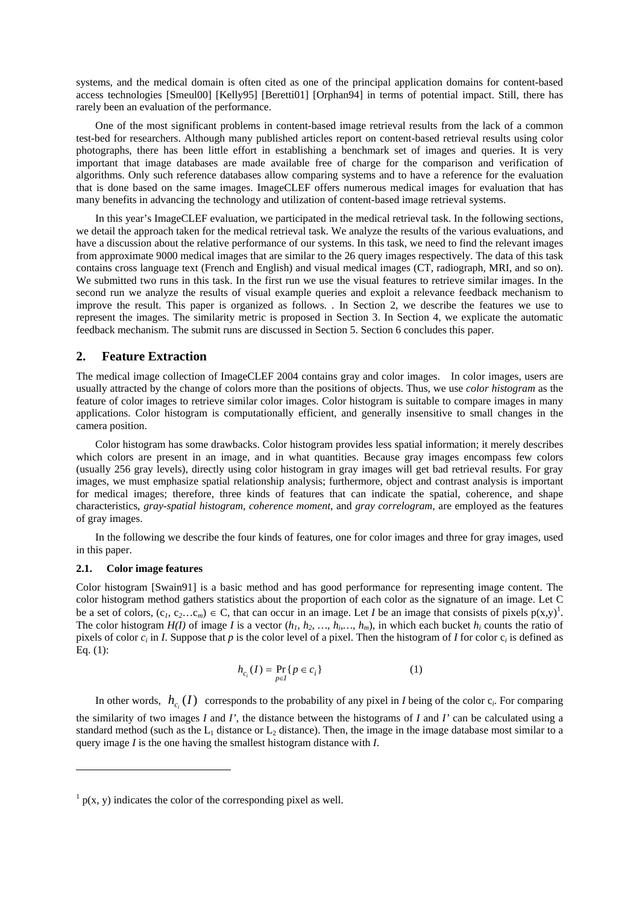systems, and the medical domain is often cited as one of the principal application domains for content-based access technologies [Smeul00] [Kelly95] [Beretti01] [Orphan94] in terms of potential impact. Still, there has rarely been an evaluation of the performance.

One of the most significant problems in content-based image retrieval results from the lack of a common test-bed for researchers. Although many published articles report on content-based retrieval results using color photographs, there has been little effort in establishing a benchmark set of images and queries. It is very important that image databases are made available free of charge for the comparison and verification of algorithms. Only such reference databases allow comparing systems and to have a reference for the evaluation that is done based on the same images. ImageCLEF offers numerous medical images for evaluation that has many benefits in advancing the technology and utilization of content-based image retrieval systems.

In this year's ImageCLEF evaluation, we participated in the medical retrieval task. In the following sections, we detail the approach taken for the medical retrieval task. We analyze the results of the various evaluations, and have a discussion about the relative performance of our systems. In this task, we need to find the relevant images from approximate 9000 medical images that are similar to the 26 query images respectively. The data of this task contains cross language text (French and English) and visual medical images (CT, radiograph, MRI, and so on). We submitted two runs in this task. In the first run we use the visual features to retrieve similar images. In the second run we analyze the results of visual example queries and exploit a relevance feedback mechanism to improve the result. This paper is organized as follows. . In Section 2, we describe the features we use to represent the images. The similarity metric is proposed in Section 3. In Section 4, we explicate the automatic feedback mechanism. The submit runs are discussed in Section 5. Section 6 concludes this paper.

## 2. Feature Extraction

The medical image collection of ImageCLEF 2004 contains gray and color images. In color images, users are usually attracted by the change of colors more than the positions of objects. Thus, we use *color histogram* as the feature of color images to retrieve similar color images. Color histogram is suitable to compare images in many applications. Color histogram is computationally efficient, and generally insensitive to small changes in the camera position.

Color histogram has some drawbacks. Color histogram provides less spatial information; it merely describes which colors are present in an image, and in what quantities. Because gray images encompass few colors (usually 256 gray levels), directly using color histogram in gray images will get bad retrieval results. For gray images, we must emphasize spatial relationship analysis; furthermore, object and contrast analysis is important for medical images; therefore, three kinds of features that can indicate the spatial, coherence, and shape characteristics, *gray-spatial histogram*, *coherence moment*, and *gray correlogram*, are employed as the features of gray images.

In the following we describe the four kinds of features, one for color images and three for gray images, used in this paper.

### 2.1. Color image features

Color histogram [Swain91] is a basic method and has good performance for representing image content. The color histogram method gathers statistics about the proportion of each color as the signature of an image. Let C be a set of colors, $(c_1, c_2 \ldots c_m) \in C$, that can occur in an image. Let *I* be an image that consists of pixels $p(x,y)$[1]. The color histogram $H(I)$ of image *I* is a vector $(h_1, h_2, \ldots, h_i, \ldots, h_m)$, in which each bucket $h_i$ counts the ratio of pixels of color $c_i$ in *I*. Suppose that *p* is the color level of a pixel. Then the histogram of *I* for color $c_i$ is defined as Eq. (1):

$$h_{c_i}(I) = \Pr_{p \in I}\{p \in c_i\} \qquad (1)$$

In other words, $h_{c_i}(I)$ corresponds to the probability of any pixel in *I* being of the color $c_i$. For comparing the similarity of two images *I* and *I'*, the distance between the histograms of *I* and *I'* can be calculated using a standard method (such as the $L_1$ distance or $L_2$ distance). Then, the image in the image database most similar to a query image *I* is the one having the smallest histogram distance with *I*.

---

[1] p(x, y) indicates the color of the corresponding pixel as well.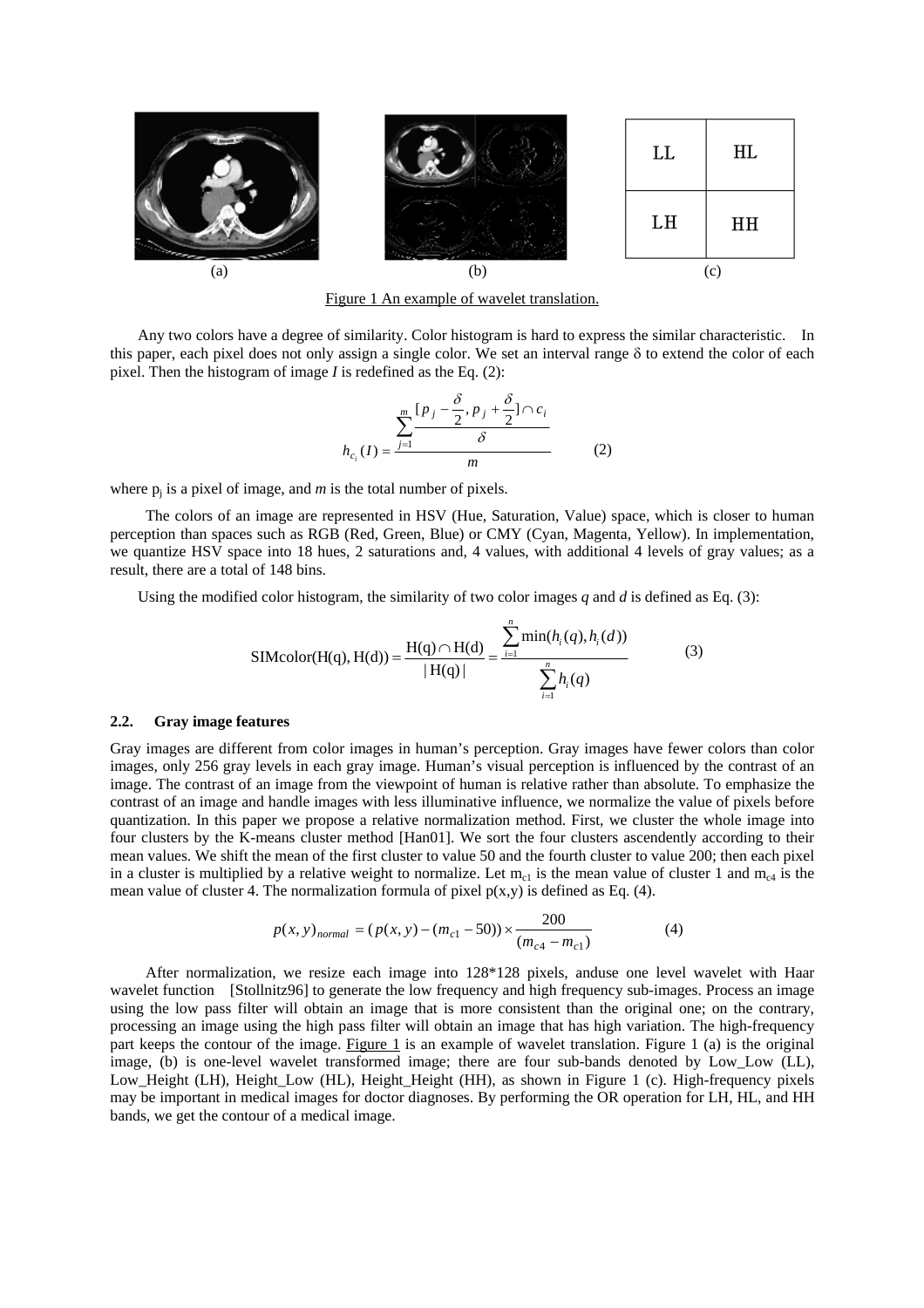(a) (b) (c)

Figure 1 An example of wavelet translation.

Any two colors have a degree of similarity. Color histogram is hard to express the similar characteristic. In this paper, each pixel does not only assign a single color. We set an interval range δ to extend the color of each pixel. Then the histogram of image *I* is redefined as the Eq. (2):

$$h_{c_i}(I) = \frac{\sum_{j=1}^{m} \frac{[p_j - \frac{\delta}{2}, p_j + \frac{\delta}{2}] \cap c_i}{\delta}}{m} \qquad (2)$$

where $p_j$ is a pixel of image, and *m* is the total number of pixels.

The colors of an image are represented in HSV (Hue, Saturation, Value) space, which is closer to human perception than spaces such as RGB (Red, Green, Blue) or CMY (Cyan, Magenta, Yellow). In implementation, we quantize HSV space into 18 hues, 2 saturations and, 4 values, with additional 4 levels of gray values; as a result, there are a total of 148 bins.

Using the modified color histogram, the similarity of two color images *q* and *d* is defined as Eq. (3):

$$\text{SIMcolor}(\text{H(q)}, \text{H(d)}) = \frac{\text{H(q)} \cap \text{H(d)}}{|\text{H(q)}|} = \frac{\sum_{i=1}^{n} \min(h_i(q), h_i(d))}{\sum_{i=1}^{n} h_i(q)} \qquad (3)$$

### 2.2. Gray image features

Gray images are different from color images in human's perception. Gray images have fewer colors than color images, only 256 gray levels in each gray image. Human's visual perception is influenced by the contrast of an image. The contrast of an image from the viewpoint of human is relative rather than absolute. To emphasize the contrast of an image and handle images with less illuminative influence, we normalize the value of pixels before quantization. In this paper we propose a relative normalization method. First, we cluster the whole image into four clusters by the K-means cluster method [Han01]. We sort the four clusters ascendently according to their mean values. We shift the mean of the first cluster to value 50 and the fourth cluster to value 200; then each pixel in a cluster is multiplied by a relative weight to normalize. Let $m_{c1}$ is the mean value of cluster 1 and $m_{c4}$ is the mean value of cluster 4. The normalization formula of pixel p(x,y) is defined as Eq. (4).

$$p(x,y)_{normal} = (p(x,y) - (m_{c1} - 50)) \times \frac{200}{(m_{c4} - m_{c1})} \qquad (4)$$

After normalization, we resize each image into 128*128 pixels, anduse one level wavelet with Haar wavelet function [Stollnitz96] to generate the low frequency and high frequency sub-images. Process an image using the low pass filter will obtain an image that is more consistent than the original one; on the contrary, processing an image using the high pass filter will obtain an image that has high variation. The high-frequency part keeps the contour of the image. Figure 1 is an example of wavelet translation. Figure 1 (a) is the original image, (b) is one-level wavelet transformed image; there are four sub-bands denoted by Low_Low (LL), Low_Height (LH), Height_Low (HL), Height_Height (HH), as shown in Figure 1 (c). High-frequency pixels may be important in medical images for doctor diagnoses. By performing the OR operation for LH, HL, and HH bands, we get the contour of a medical image.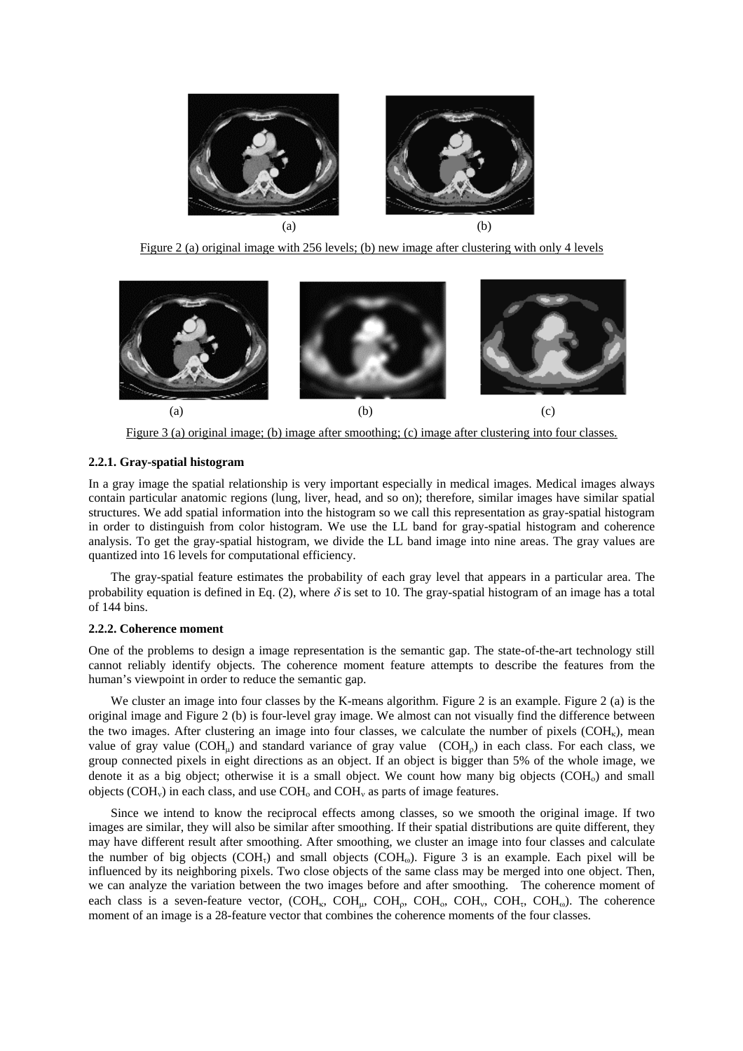(a) (b)

Figure 2 (a) original image with 256 levels; (b) new image after clustering with only 4 levels

(a) (b) (c)

Figure 3 (a) original image; (b) image after smoothing; (c) image after clustering into four classes.

### 2.2.1. Gray-spatial histogram

In a gray image the spatial relationship is very important especially in medical images. Medical images always contain particular anatomic regions (lung, liver, head, and so on); therefore, similar images have similar spatial structures. We add spatial information into the histogram so we call this representation as gray-spatial histogram in order to distinguish from color histogram. We use the LL band for gray-spatial histogram and coherence analysis. To get the gray-spatial histogram, we divide the LL band image into nine areas. The gray values are quantized into 16 levels for computational efficiency.

The gray-spatial feature estimates the probability of each gray level that appears in a particular area. The probability equation is defined in Eq. (2), where $\delta$ is set to 10. The gray-spatial histogram of an image has a total of 144 bins.

### 2.2.2. Coherence moment

One of the problems to design a image representation is the semantic gap. The state-of-the-art technology still cannot reliably identify objects. The coherence moment feature attempts to describe the features from the human's viewpoint in order to reduce the semantic gap.

We cluster an image into four classes by the K-means algorithm. Figure 2 is an example. Figure 2 (a) is the original image and Figure 2 (b) is four-level gray image. We almost can not visually find the difference between the two images. After clustering an image into four classes, we calculate the number of pixels ($COH_\kappa$), mean value of gray value ($COH_\mu$) and standard variance of gray value ($COH_\rho$) in each class. For each class, we group connected pixels in eight directions as an object. If an object is bigger than 5% of the whole image, we denote it as a big object; otherwise it is a small object. We count how many big objects ($COH_o$) and small objects ($COH_\nu$) in each class, and use $COH_o$ and $COH_\nu$ as parts of image features.

Since we intend to know the reciprocal effects among classes, so we smooth the original image. If two images are similar, they will also be similar after smoothing. If their spatial distributions are quite different, they may have different result after smoothing. After smoothing, we cluster an image into four classes and calculate the number of big objects ($COH_\tau$) and small objects ($COH_\omega$). Figure 3 is an example. Each pixel will be influenced by its neighboring pixels. Two close objects of the same class may be merged into one object. Then, we can analyze the variation between the two images before and after smoothing. The coherence moment of each class is a seven-feature vector, ($COH_\kappa$, $COH_\mu$, $COH_\rho$, $COH_o$, $COH_\nu$, $COH_\tau$, $COH_\omega$). The coherence moment of an image is a 28-feature vector that combines the coherence moments of the four classes.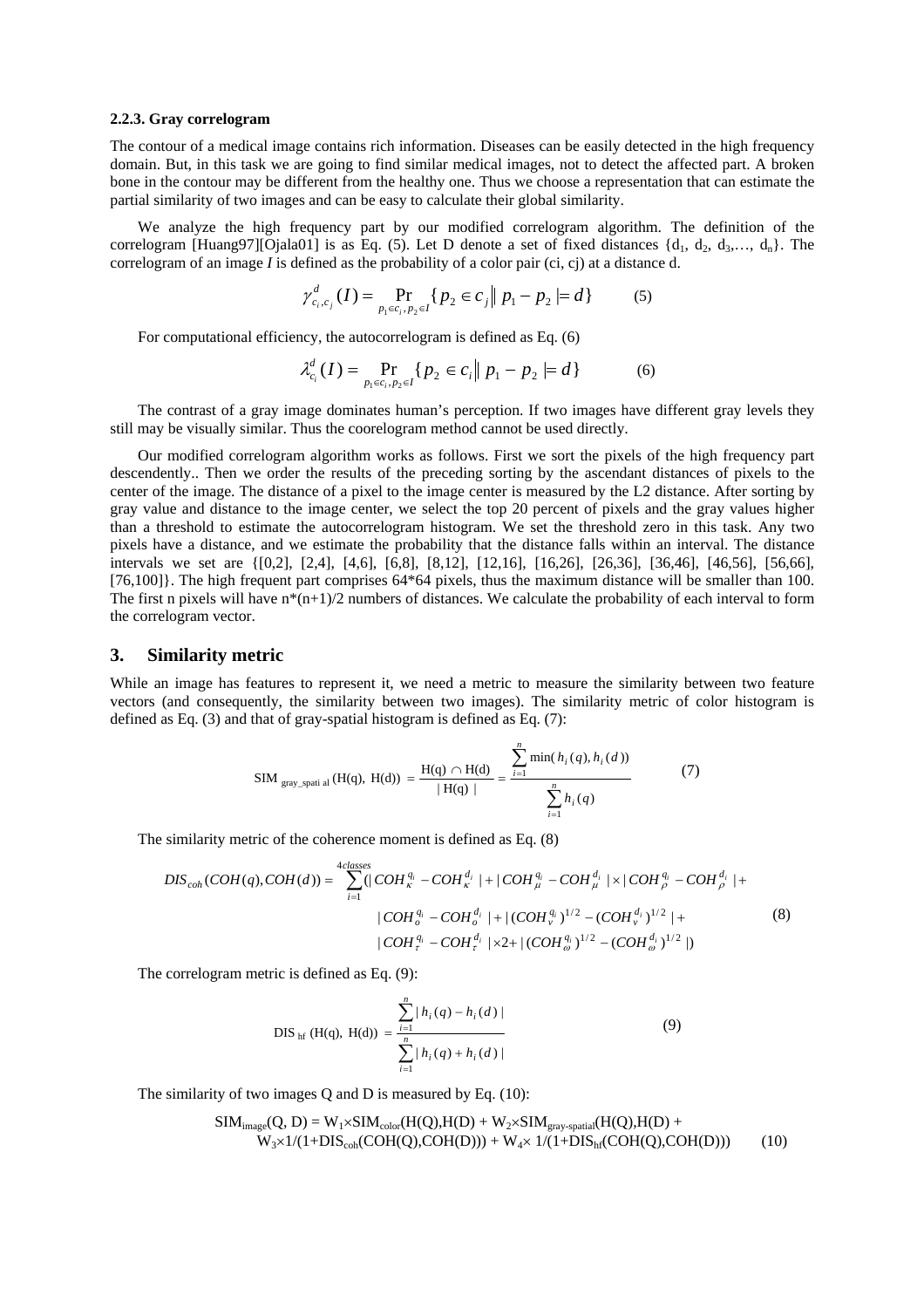### 2.2.3. Gray correlogram

The contour of a medical image contains rich information. Diseases can be easily detected in the high frequency domain. But, in this task we are going to find similar medical images, not to detect the affected part. A broken bone in the contour may be different from the healthy one. Thus we choose a representation that can estimate the partial similarity of two images and can be easy to calculate their global similarity.

We analyze the high frequency part by our modified correlogram algorithm. The definition of the correlogram [Huang97][Ojala01] is as Eq. (5). Let D denote a set of fixed distances $\{d_1, d_2, d_3, \ldots, d_n\}$. The correlogram of an image $I$ is defined as the probability of a color pair (ci, cj) at a distance d.

$$\gamma^{d}_{c_i,c_j}(I) = \Pr_{p_1 \in c_i, p_2 \in I}\{p_2 \in c_j \| p_1 - p_2 |= d\} \qquad (5)$$

For computational efficiency, the autocorrelogram is defined as Eq. (6)

$$\lambda^{d}_{c_i}(I) = \Pr_{p_1 \in c_i, p_2 \in I}\{p_2 \in c_i \| p_1 - p_2 |= d\} \qquad (6)$$

The contrast of a gray image dominates human's perception. If two images have different gray levels they still may be visually similar. Thus the coorelogram method cannot be used directly.

Our modified correlogram algorithm works as follows. First we sort the pixels of the high frequency part descendently.. Then we order the results of the preceding sorting by the ascendant distances of pixels to the center of the image. The distance of a pixel to the image center is measured by the L2 distance. After sorting by gray value and distance to the image center, we select the top 20 percent of pixels and the gray values higher than a threshold to estimate the autocorrelogram histogram. We set the threshold zero in this task. Any two pixels have a distance, and we estimate the probability that the distance falls within an interval. The distance intervals we set are {[0,2], [2,4], [4,6], [6,8], [8,12], [12,16], [16,26], [26,36], [36,46], [46,56], [56,66], [76,100]}. The high frequent part comprises 64*64 pixels, thus the maximum distance will be smaller than 100. The first n pixels will have n*(n+1)/2 numbers of distances. We calculate the probability of each interval to form the correlogram vector.

## 3. Similarity metric

While an image has features to represent it, we need a metric to measure the similarity between two feature vectors (and consequently, the similarity between two images). The similarity metric of color histogram is defined as Eq. (3) and that of gray-spatial histogram is defined as Eq. (7):

$$\mathrm{SIM}_{\mathrm{gray\_spatial}}(\mathrm{H(q)},\ \mathrm{H(d)}) = \frac{\mathrm{H(q)} \cap \mathrm{H(d)}}{|\,\mathrm{H(q)}\,|} = \frac{\sum_{i=1}^{n} \min(h_i(q), h_i(d))}{\sum_{i=1}^{n} h_i(q)} \qquad (7)$$

The similarity metric of the coherence moment is defined as Eq. (8)

$$\begin{aligned} DIS_{coh}(COH(q), COH(d)) = \sum_{i=1}^{4classes} (&|COH_{\kappa}^{q_i} - COH_{\kappa}^{d_i}| + |COH_{\mu}^{q_i} - COH_{\mu}^{d_i}| \times |COH_{\rho}^{q_i} - COH_{\rho}^{d_i}| + \\ &|COH_{o}^{q_i} - COH_{o}^{d_i}| + |(COH_{\nu}^{q_i})^{1/2} - (COH_{\nu}^{d_i})^{1/2}| + \\ &|COH_{\tau}^{q_i} - COH_{\tau}^{d_i}| \times 2 + |(COH_{\omega}^{q_i})^{1/2} - (COH_{\omega}^{d_i})^{1/2}|) \end{aligned} \qquad (8)$$

The correlogram metric is defined as Eq. (9):

$$\mathrm{DIS}_{\mathrm{hf}}(\mathrm{H(q)},\ \mathrm{H(d)}) = \frac{\sum_{i=1}^{n} |h_i(q) - h_i(d)|}{\sum_{i=1}^{n} |h_i(q) + h_i(d)|} \qquad (9)$$

The similarity of two images Q and D is measured by Eq. (10):

$$\begin{aligned} \mathrm{SIM}_{\mathrm{image}}(Q, D) = &W_1 \times \mathrm{SIM}_{\mathrm{color}}(H(Q),H(D)) + W_2 \times \mathrm{SIM}_{\mathrm{gray\text{-}spatial}}(H(Q),H(D)) + \\ &W_3 \times 1/(1+\mathrm{DIS}_{\mathrm{coh}}(COH(Q),COH(D))) + W_4 \times 1/(1+\mathrm{DIS}_{\mathrm{hf}}(COH(Q),COH(D))) \end{aligned} \qquad (10)$$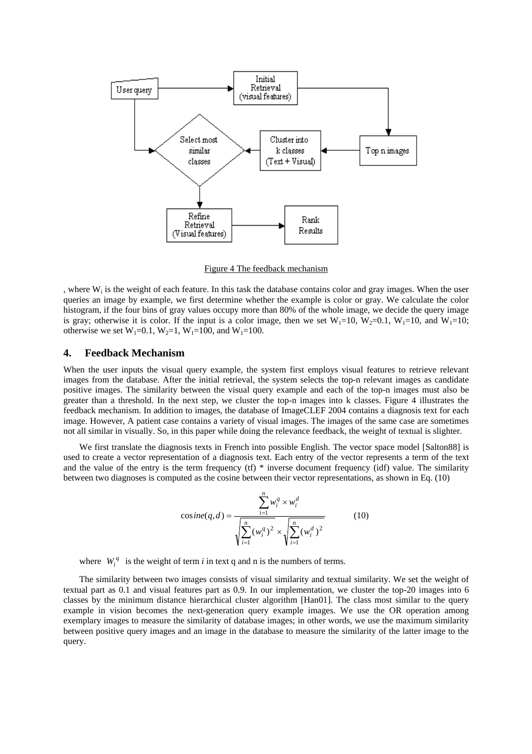Figure 4 The feedback mechanism

, where $W_i$ is the weight of each feature. In this task the database contains color and gray images. When the user queries an image by example, we first determine whether the example is color or gray. We calculate the color histogram, if the four bins of gray values occupy more than 80% of the whole image, we decide the query image is gray; otherwise it is color. If the input is a color image, then we set $W_1$=10, $W_2$=0.1, $W_1$=10, and $W_1$=10; otherwise we set $W_1$=0.1, $W_2$=1, $W_1$=100, and $W_1$=100.

## 4. Feedback Mechanism

When the user inputs the visual query example, the system first employs visual features to retrieve relevant images from the database. After the initial retrieval, the system selects the top-n relevant images as candidate positive images. The similarity between the visual query example and each of the top-n images must also be greater than a threshold. In the next step, we cluster the top-n images into k classes. Figure 4 illustrates the feedback mechanism. In addition to images, the database of ImageCLEF 2004 contains a diagnosis text for each image. However, A patient case contains a variety of visual images. The images of the same case are sometimes not all similar in visually. So, in this paper while doing the relevance feedback, the weight of textual is slighter.

We first translate the diagnosis texts in French into possible English. The vector space model [Salton88] is used to create a vector representation of a diagnosis text. Each entry of the vector represents a term of the text and the value of the entry is the term frequency (tf) * inverse document frequency (idf) value. The similarity between two diagnoses is computed as the cosine between their vector representations, as shown in Eq. (10)

$$\cos ine(q,d) = \frac{\sum_{i=1}^{n} w_i^q \times w_i^d}{\sqrt{\sum_{i=1}^{n} (w_i^q)^2} \times \sqrt{\sum_{i=1}^{n} (w_i^d)^2}} \qquad (10)$$

where $W_i^q$ is the weight of term *i* in text q and n is the numbers of terms.

The similarity between two images consists of visual similarity and textual similarity. We set the weight of textual part as 0.1 and visual features part as 0.9. In our implementation, we cluster the top-20 images into 6 classes by the minimum distance hierarchical cluster algorithm [Han01]. The class most similar to the query example in vision becomes the next-generation query example images. We use the OR operation among exemplary images to measure the similarity of database images; in other words, we use the maximum similarity between positive query images and an image in the database to measure the similarity of the latter image to the query.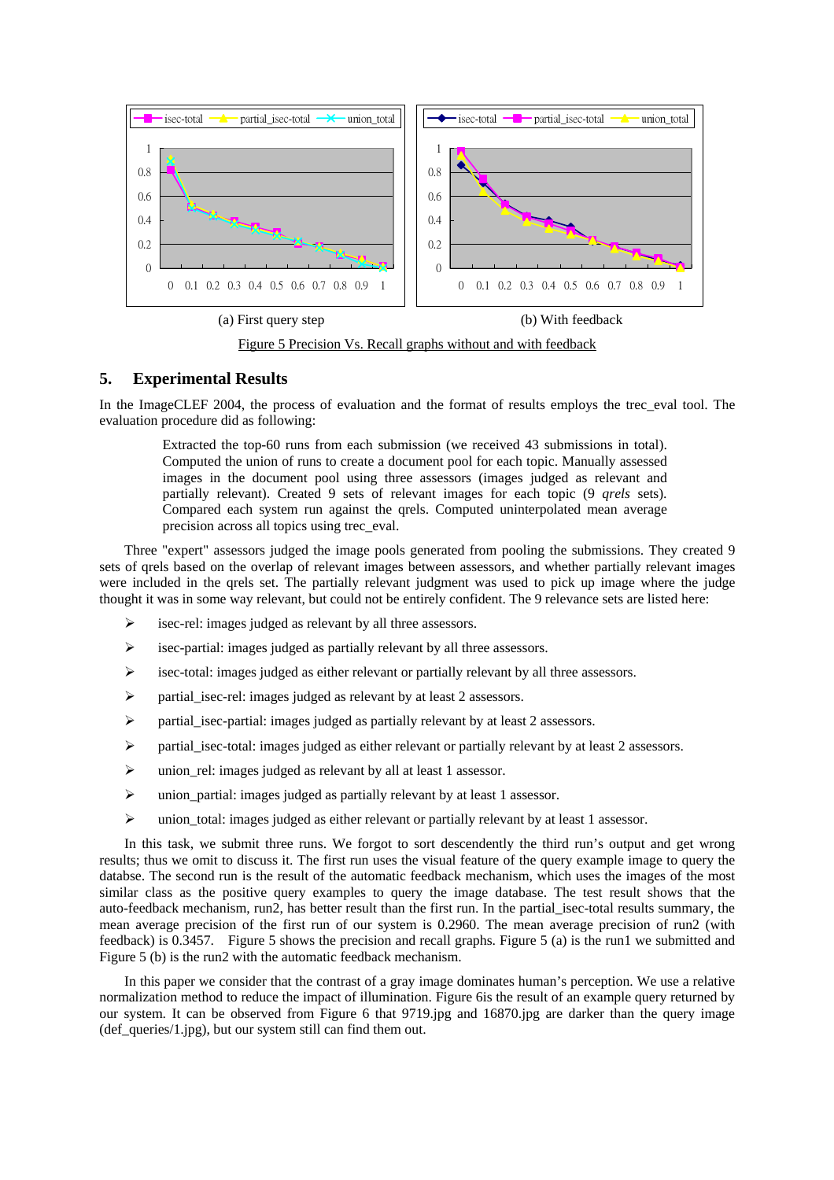(a) First query step

(b) With feedback

Figure 5 Precision Vs. Recall graphs without and with feedback

## 5. Experimental Results

In the ImageCLEF 2004, the process of evaluation and the format of results employs the trec_eval tool. The evaluation procedure did as following:

> Extracted the top-60 runs from each submission (we received 43 submissions in total). Computed the union of runs to create a document pool for each topic. Manually assessed images in the document pool using three assessors (images judged as relevant and partially relevant). Created 9 sets of relevant images for each topic (9 *qrels* sets). Compared each system run against the qrels. Computed uninterpolated mean average precision across all topics using trec_eval.

Three "expert" assessors judged the image pools generated from pooling the submissions. They created 9 sets of qrels based on the overlap of relevant images between assessors, and whether partially relevant images were included in the qrels set. The partially relevant judgment was used to pick up image where the judge thought it was in some way relevant, but could not be entirely confident. The 9 relevance sets are listed here:

- isec-rel: images judged as relevant by all three assessors.
- isec-partial: images judged as partially relevant by all three assessors.
- isec-total: images judged as either relevant or partially relevant by all three assessors.
- partial_isec-rel: images judged as relevant by at least 2 assessors.
- partial_isec-partial: images judged as partially relevant by at least 2 assessors.
- partial_isec-total: images judged as either relevant or partially relevant by at least 2 assessors.
- union_rel: images judged as relevant by all at least 1 assessor.
- union_partial: images judged as partially relevant by at least 1 assessor.
- union_total: images judged as either relevant or partially relevant by at least 1 assessor.

In this task, we submit three runs. We forgot to sort descendently the third run's output and get wrong results; thus we omit to discuss it. The first run uses the visual feature of the query example image to query the databse. The second run is the result of the automatic feedback mechanism, which uses the images of the most similar class as the positive query examples to query the image database. The test result shows that the auto-feedback mechanism, run2, has better result than the first run. In the partial_isec-total results summary, the mean average precision of the first run of our system is 0.2960. The mean average precision of run2 (with feedback) is 0.3457. Figure 5 shows the precision and recall graphs. Figure 5 (a) is the run1 we submitted and Figure 5 (b) is the run2 with the automatic feedback mechanism.

In this paper we consider that the contrast of a gray image dominates human's perception. We use a relative normalization method to reduce the impact of illumination. Figure 6is the result of an example query returned by our system. It can be observed from Figure 6 that 9719.jpg and 16870.jpg are darker than the query image (def_queries/1.jpg), but our system still can find them out.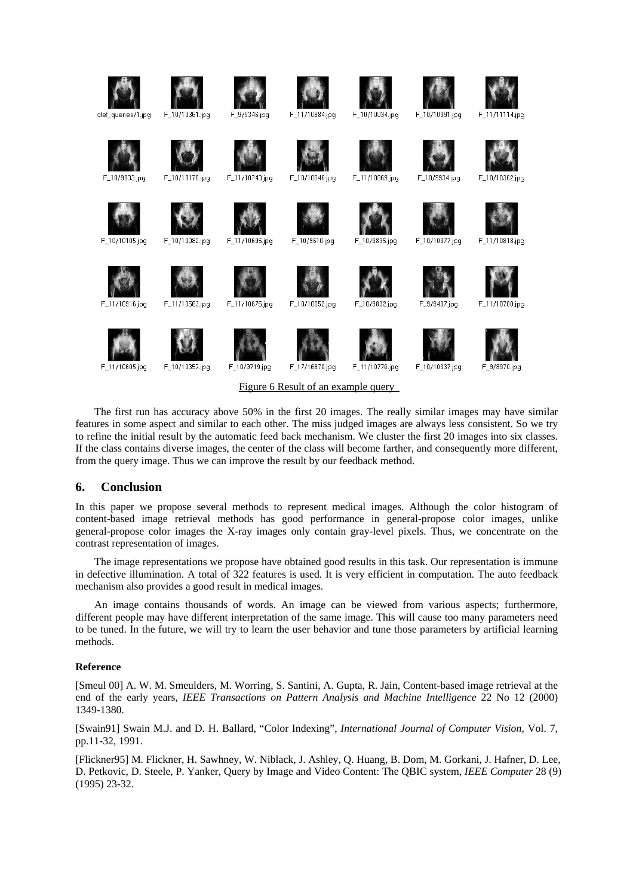Figure 6 Result of an example query

The first run has accuracy above 50% in the first 20 images. The really similar images may have similar features in some aspect and similar to each other. The miss judged images are always less consistent. So we try to refine the initial result by the automatic feed back mechanism. We cluster the first 20 images into six classes. If the class contains diverse images, the center of the class will become farther, and consequently more different, from the query image. Thus we can improve the result by our feedback method.

## 6. Conclusion

In this paper we propose several methods to represent medical images. Although the color histogram of content-based image retrieval methods has good performance in general-propose color images, unlike general-propose color images the X-ray images only contain gray-level pixels. Thus, we concentrate on the contrast representation of images.

The image representations we propose have obtained good results in this task. Our representation is immune in defective illumination. A total of 322 features is used. It is very efficient in computation. The auto feedback mechanism also provides a good result in medical images.

An image contains thousands of words. An image can be viewed from various aspects; furthermore, different people may have different interpretation of the same image. This will cause too many parameters need to be tuned. In the future, we will try to learn the user behavior and tune those parameters by artificial learning methods.

### Reference

[Smeul 00] A. W. M. Smeulders, M. Worring, S. Santini, A. Gupta, R. Jain, Content-based image retrieval at the end of the early years, *IEEE Transactions on Pattern Analysis and Machine Intelligence* 22 No 12 (2000) 1349-1380.

[Swain91] Swain M.J. and D. H. Ballard, "Color Indexing", *International Journal of Computer Vision*, Vol. 7, pp.11-32, 1991.

[Flickner95] M. Flickner, H. Sawhney, W. Niblack, J. Ashley, Q. Huang, B. Dom, M. Gorkani, J. Hafner, D. Lee, D. Petkovic, D. Steele, P. Yanker, Query by Image and Video Content: The QBIC system, *IEEE Computer* 28 (9) (1995) 23-32.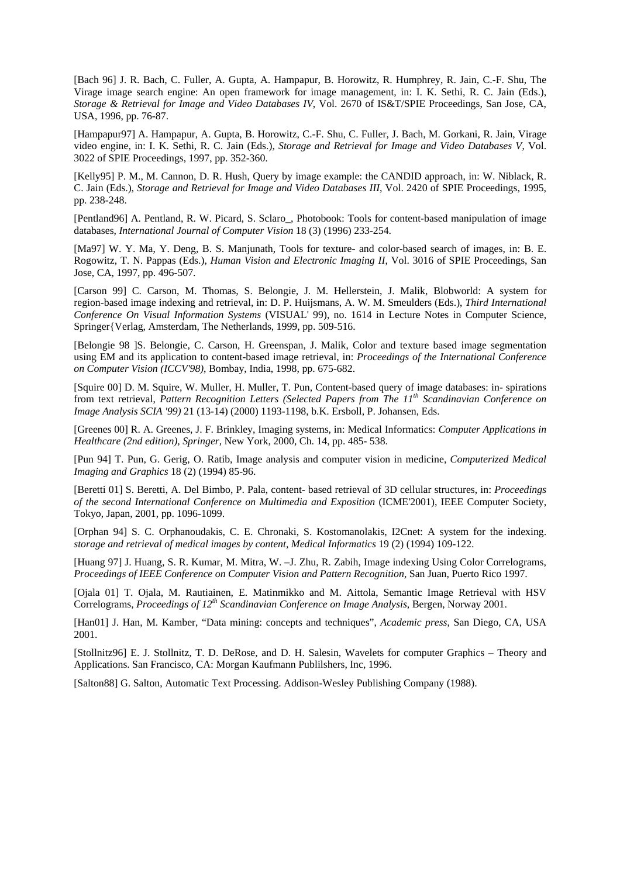[Bach 96] J. R. Bach, C. Fuller, A. Gupta, A. Hampapur, B. Horowitz, R. Humphrey, R. Jain, C.-F. Shu, The Virage image search engine: An open framework for image management, in: I. K. Sethi, R. C. Jain (Eds.), *Storage & Retrieval for Image and Video Databases IV*, Vol. 2670 of IS&T/SPIE Proceedings, San Jose, CA, USA, 1996, pp. 76-87.

[Hampapur97] A. Hampapur, A. Gupta, B. Horowitz, C.-F. Shu, C. Fuller, J. Bach, M. Gorkani, R. Jain, Virage video engine, in: I. K. Sethi, R. C. Jain (Eds.), *Storage and Retrieval for Image and Video Databases V*, Vol. 3022 of SPIE Proceedings, 1997, pp. 352-360.

[Kelly95] P. M., M. Cannon, D. R. Hush, Query by image example: the CANDID approach, in: W. Niblack, R. C. Jain (Eds.), *Storage and Retrieval for Image and Video Databases III*, Vol. 2420 of SPIE Proceedings, 1995, pp. 238-248.

[Pentland96] A. Pentland, R. W. Picard, S. Sclaro_, Photobook: Tools for content-based manipulation of image databases, *International Journal of Computer Vision* 18 (3) (1996) 233-254.

[Ma97] W. Y. Ma, Y. Deng, B. S. Manjunath, Tools for texture- and color-based search of images, in: B. E. Rogowitz, T. N. Pappas (Eds.), *Human Vision and Electronic Imaging II*, Vol. 3016 of SPIE Proceedings, San Jose, CA, 1997, pp. 496-507.

[Carson 99] C. Carson, M. Thomas, S. Belongie, J. M. Hellerstein, J. Malik, Blobworld: A system for region-based image indexing and retrieval, in: D. P. Huijsmans, A. W. M. Smeulders (Eds.), *Third International Conference On Visual Information Systems* (VISUAL' 99), no. 1614 in Lecture Notes in Computer Science, Springer{Verlag, Amsterdam, The Netherlands, 1999, pp. 509-516.

[Belongie 98 ]S. Belongie, C. Carson, H. Greenspan, J. Malik, Color and texture based image segmentation using EM and its application to content-based image retrieval, in: *Proceedings of the International Conference on Computer Vision (ICCV'98)*, Bombay, India, 1998, pp. 675-682.

[Squire 00] D. M. Squire, W. Muller, H. Muller, T. Pun, Content-based query of image databases: in- spirations from text retrieval, *Pattern Recognition Letters (Selected Papers from The 11th Scandinavian Conference on Image Analysis SCIA '99)* 21 (13-14) (2000) 1193-1198, b.K. Ersboll, P. Johansen, Eds.

[Greenes 00] R. A. Greenes, J. F. Brinkley, Imaging systems, in: Medical Informatics: *Computer Applications in Healthcare (2nd edition), Springer*, New York, 2000, Ch. 14, pp. 485- 538.

[Pun 94] T. Pun, G. Gerig, O. Ratib, Image analysis and computer vision in medicine, *Computerized Medical Imaging and Graphics* 18 (2) (1994) 85-96.

[Beretti 01] S. Beretti, A. Del Bimbo, P. Pala, content- based retrieval of 3D cellular structures, in: *Proceedings of the second International Conference on Multimedia and Exposition* (ICME'2001), IEEE Computer Society, Tokyo, Japan, 2001, pp. 1096-1099.

[Orphan 94] S. C. Orphanoudakis, C. E. Chronaki, S. Kostomanolakis, I2Cnet: A system for the indexing. *storage and retrieval of medical images by content*, *Medical Informatics* 19 (2) (1994) 109-122.

[Huang 97] J. Huang, S. R. Kumar, M. Mitra, W. –J. Zhu, R. Zabih, Image indexing Using Color Correlograms, *Proceedings of IEEE Conference on Computer Vision and Pattern Recognition*, San Juan, Puerto Rico 1997.

[Ojala 01] T. Ojala, M. Rautiainen, E. Matinmikko and M. Aittola, Semantic Image Retrieval with HSV Correlograms, *Proceedings of 12th Scandinavian Conference on Image Analysis*, Bergen, Norway 2001.

[Han01] J. Han, M. Kamber, "Data mining: concepts and techniques", *Academic press*, San Diego, CA, USA 2001.

[Stollnitz96] E. J. Stollnitz, T. D. DeRose, and D. H. Salesin, Wavelets for computer Graphics – Theory and Applications. San Francisco, CA: Morgan Kaufmann Publilshers, Inc, 1996.

[Salton88] G. Salton, Automatic Text Processing. Addison-Wesley Publishing Company (1988).